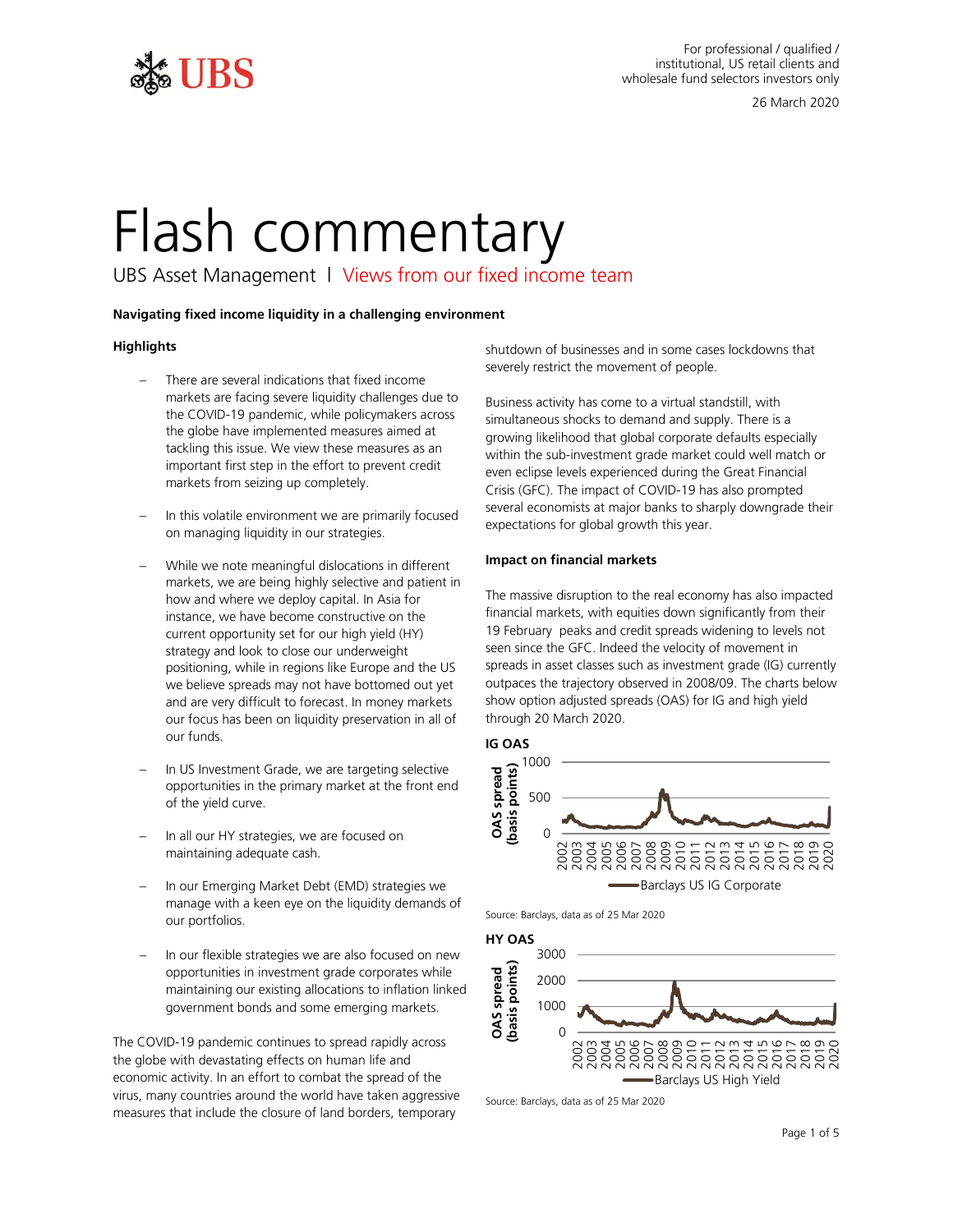For professional / qualified / institutional, US retail clients and wholesale fund selectors investors only

26 March 2020

# Flash commentary

UBS Asset Management | Views from our fixed income team

**Navigating fixed income liquidity in a challenging environment**

**Highlights**

- There are several indications that fixed income markets are facing severe liquidity challenges due to the COVID-19 pandemic, while policymakers across the globe have implemented measures aimed at tackling this issue. We view these measures as an important first step in the effort to prevent credit markets from seizing up completely.
- In this volatile environment we are primarily focused on managing liquidity in our strategies.
- While we note meaningful dislocations in different markets, we are being highly selective and patient in how and where we deploy capital. In Asia for instance, we have become constructive on the current opportunity set for our high yield (HY) strategy and look to close our underweight positioning, while in regions like Europe and the US we believe spreads may not have bottomed out yet and are very difficult to forecast. In money markets our focus has been on liquidity preservation in all of our funds.
- In US Investment Grade, we are targeting selective opportunities in the primary market at the front end of the yield curve.
- In all our HY strategies, we are focused on maintaining adequate cash.
- In our Emerging Market Debt (EMD) strategies we manage with a keen eye on the liquidity demands of our portfolios.
- In our flexible strategies we are also focused on new opportunities in investment grade corporates while maintaining our existing allocations to inflation linked government bonds and some emerging markets.

The COVID-19 pandemic continues to spread rapidly across the globe with devastating effects on human life and economic activity. In an effort to combat the spread of the virus, many countries around the world have taken aggressive measures that include the closure of land borders, temporary shutdown of businesses and in some cases lockdowns that severely restrict the movement of people.

Business activity has come to a virtual standstill, with simultaneous shocks to demand and supply. There is a growing likelihood that global corporate defaults especially within the sub-investment grade market could well match or even eclipse levels experienced during the Great Financial Crisis (GFC). The impact of COVID-19 has also prompted several economists at major banks to sharply downgrade their expectations for global growth this year.

**Impact on financial markets**

The massive disruption to the real economy has also impacted financial markets, with equities down significantly from their 19 February peaks and credit spreads widening to levels not seen since the GFC. Indeed the velocity of movement in spreads in asset classes such as investment grade (IG) currently outpaces the trajectory observed in 2008/09. The charts below show option adjusted spreads (OAS) for IG and high yield through 20 March 2020.

**IG OAS**

Source: Barclays, data as of 25 Mar 2020

**HY OAS**

Source: Barclays, data as of 25 Mar 2020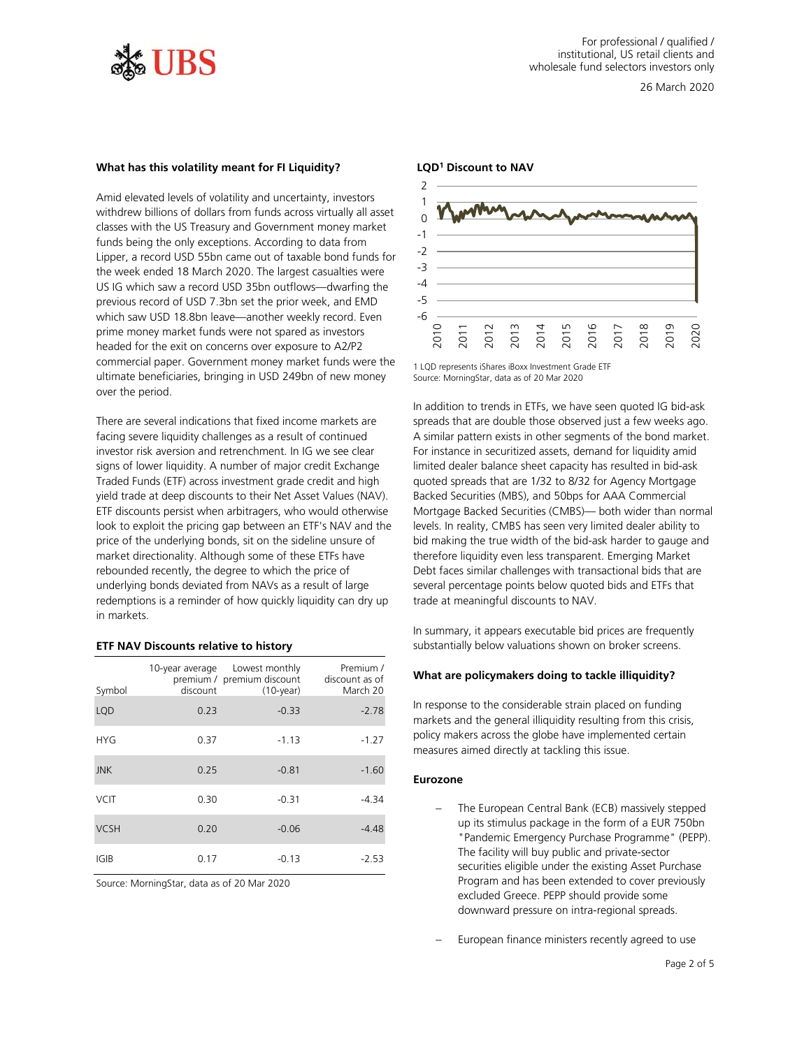### What has this volatility meant for FI Liquidity?

Amid elevated levels of volatility and uncertainty, investors withdrew billions of dollars from funds across virtually all asset classes with the US Treasury and Government money market funds being the only exceptions. According to data from Lipper, a record USD 55bn came out of taxable bond funds for the week ended 18 March 2020. The largest casualties were US IG which saw a record USD 35bn outflows—dwarfing the previous record of USD 7.3bn set the prior week, and EMD which saw USD 18.8bn leave—another weekly record. Even prime money market funds were not spared as investors headed for the exit on concerns over exposure to A2/P2 commercial paper. Government money market funds were the ultimate beneficiaries, bringing in USD 249bn of new money over the period.

There are several indications that fixed income markets are facing severe liquidity challenges as a result of continued investor risk aversion and retrenchment. In IG we see clear signs of lower liquidity. A number of major credit Exchange Traded Funds (ETF) across investment grade credit and high yield trade at deep discounts to their Net Asset Values (NAV). ETF discounts persist when arbitragers, who would otherwise look to exploit the pricing gap between an ETF's NAV and the price of the underlying bonds, sit on the sideline unsure of market directionality. Although some of these ETFs have rebounded recently, the degree to which the price of underlying bonds deviated from NAVs as a result of large redemptions is a reminder of how quickly liquidity can dry up in markets.

**ETF NAV Discounts relative to history**

| Symbol | 10-year average premium / discount | Lowest monthly premium discount (10-year) | Premium / discount as of March 20 |
|---|---|---|---|
| LQD | 0.23 | -0.33 | -2.78 |
| HYG | 0.37 | -1.13 | -1.27 |
| JNK | 0.25 | -0.81 | -1.60 |
| VCIT | 0.30 | -0.31 | -4.34 |
| VCSH | 0.20 | -0.06 | -4.48 |
| IGIB | 0.17 | -0.13 | -2.53 |

Source: MorningStar, data as of 20 Mar 2020

**LQD[1] Discount to NAV**

1 LQD represents iShares iBoxx Investment Grade ETF
Source: MorningStar, data as of 20 Mar 2020

In addition to trends in ETFs, we have seen quoted IG bid-ask spreads that are double those observed just a few weeks ago. A similar pattern exists in other segments of the bond market. For instance in securitized assets, demand for liquidity amid limited dealer balance sheet capacity has resulted in bid-ask quoted spreads that are 1/32 to 8/32 for Agency Mortgage Backed Securities (MBS), and 50bps for AAA Commercial Mortgage Backed Securities (CMBS)— both wider than normal levels. In reality, CMBS has seen very limited dealer ability to bid making the true width of the bid-ask harder to gauge and therefore liquidity even less transparent. Emerging Market Debt faces similar challenges with transactional bids that are several percentage points below quoted bids and ETFs that trade at meaningful discounts to NAV.

In summary, it appears executable bid prices are frequently substantially below valuations shown on broker screens.

### What are policymakers doing to tackle illiquidity?

In response to the considerable strain placed on funding markets and the general illiquidity resulting from this crisis, policy makers across the globe have implemented certain measures aimed directly at tackling this issue.

#### Eurozone

- The European Central Bank (ECB) massively stepped up its stimulus package in the form of a EUR 750bn "Pandemic Emergency Purchase Programme" (PEPP). The facility will buy public and private-sector securities eligible under the existing Asset Purchase Program and has been extended to cover previously excluded Greece. PEPP should provide some downward pressure on intra-regional spreads.
- European finance ministers recently agreed to use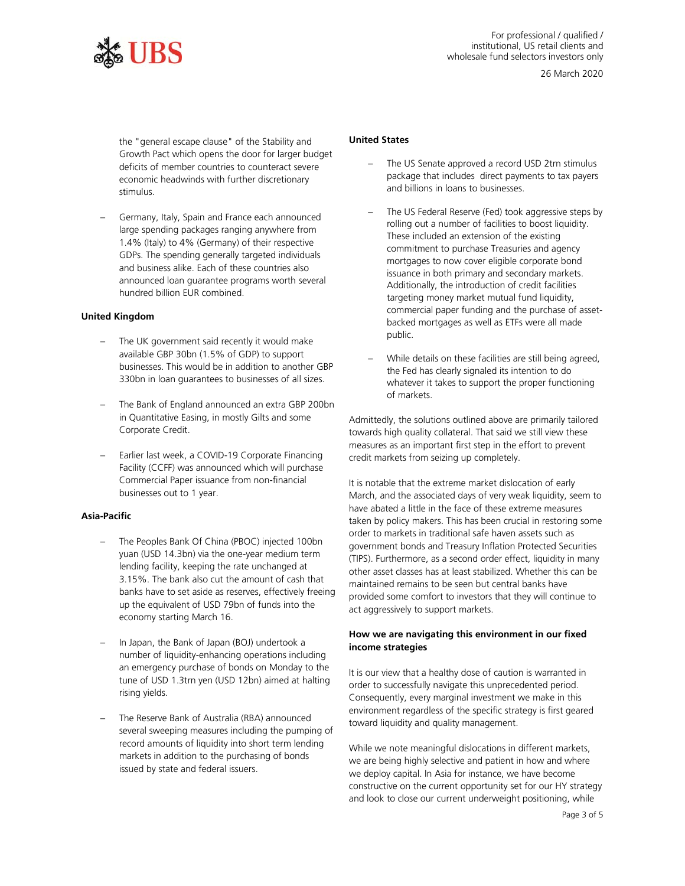- the "general escape clause" of the Stability and Growth Pact which opens the door for larger budget deficits of member countries to counteract severe economic headwinds with further discretionary stimulus.

- Germany, Italy, Spain and France each announced large spending packages ranging anywhere from 1.4% (Italy) to 4% (Germany) of their respective GDPs. The spending generally targeted individuals and business alike. Each of these countries also announced loan guarantee programs worth several hundred billion EUR combined.

**United Kingdom**

- The UK government said recently it would make available GBP 30bn (1.5% of GDP) to support businesses. This would be in addition to another GBP 330bn in loan guarantees to businesses of all sizes.

- The Bank of England announced an extra GBP 200bn in Quantitative Easing, in mostly Gilts and some Corporate Credit.

- Earlier last week, a COVID-19 Corporate Financing Facility (CCFF) was announced which will purchase Commercial Paper issuance from non-financial businesses out to 1 year.

**Asia-Pacific**

- The Peoples Bank Of China (PBOC) injected 100bn yuan (USD 14.3bn) via the one-year medium term lending facility, keeping the rate unchanged at 3.15%. The bank also cut the amount of cash that banks have to set aside as reserves, effectively freeing up the equivalent of USD 79bn of funds into the economy starting March 16.

- In Japan, the Bank of Japan (BOJ) undertook a number of liquidity-enhancing operations including an emergency purchase of bonds on Monday to the tune of USD 1.3trn yen (USD 12bn) aimed at halting rising yields.

- The Reserve Bank of Australia (RBA) announced several sweeping measures including the pumping of record amounts of liquidity into short term lending markets in addition to the purchasing of bonds issued by state and federal issuers.

**United States**

- The US Senate approved a record USD 2trn stimulus package that includes direct payments to tax payers and billions in loans to businesses.

- The US Federal Reserve (Fed) took aggressive steps by rolling out a number of facilities to boost liquidity. These included an extension of the existing commitment to purchase Treasuries and agency mortgages to now cover eligible corporate bond issuance in both primary and secondary markets. Additionally, the introduction of credit facilities targeting money market mutual fund liquidity, commercial paper funding and the purchase of asset-backed mortgages as well as ETFs were all made public.

- While details on these facilities are still being agreed, the Fed has clearly signaled its intention to do whatever it takes to support the proper functioning of markets.

Admittedly, the solutions outlined above are primarily tailored towards high quality collateral. That said we still view these measures as an important first step in the effort to prevent credit markets from seizing up completely.

It is notable that the extreme market dislocation of early March, and the associated days of very weak liquidity, seem to have abated a little in the face of these extreme measures taken by policy makers. This has been crucial in restoring some order to markets in traditional safe haven assets such as government bonds and Treasury Inflation Protected Securities (TIPS). Furthermore, as a second order effect, liquidity in many other asset classes has at least stabilized. Whether this can be maintained remains to be seen but central banks have provided some comfort to investors that they will continue to act aggressively to support markets.

**How we are navigating this environment in our fixed income strategies**

It is our view that a healthy dose of caution is warranted in order to successfully navigate this unprecedented period. Consequently, every marginal investment we make in this environment regardless of the specific strategy is first geared toward liquidity and quality management.

While we note meaningful dislocations in different markets, we are being highly selective and patient in how and where we deploy capital. In Asia for instance, we have become constructive on the current opportunity set for our HY strategy and look to close our current underweight positioning, while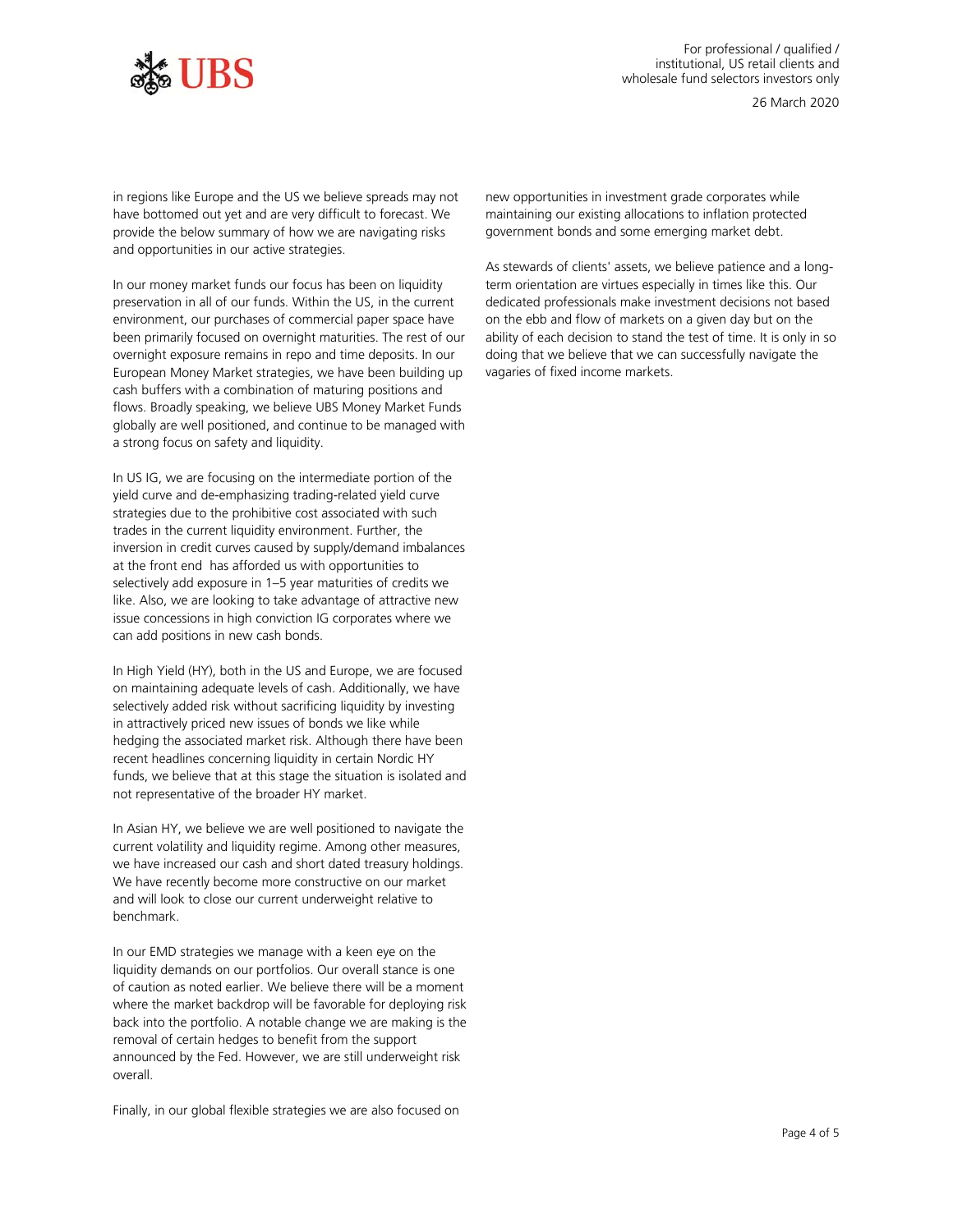in regions like Europe and the US we believe spreads may not have bottomed out yet and are very difficult to forecast. We provide the below summary of how we are navigating risks and opportunities in our active strategies.

In our money market funds our focus has been on liquidity preservation in all of our funds. Within the US, in the current environment, our purchases of commercial paper space have been primarily focused on overnight maturities. The rest of our overnight exposure remains in repo and time deposits. In our European Money Market strategies, we have been building up cash buffers with a combination of maturing positions and flows. Broadly speaking, we believe UBS Money Market Funds globally are well positioned, and continue to be managed with a strong focus on safety and liquidity.

In US IG, we are focusing on the intermediate portion of the yield curve and de-emphasizing trading-related yield curve strategies due to the prohibitive cost associated with such trades in the current liquidity environment. Further, the inversion in credit curves caused by supply/demand imbalances at the front end has afforded us with opportunities to selectively add exposure in 1–5 year maturities of credits we like. Also, we are looking to take advantage of attractive new issue concessions in high conviction IG corporates where we can add positions in new cash bonds.

In High Yield (HY), both in the US and Europe, we are focused on maintaining adequate levels of cash. Additionally, we have selectively added risk without sacrificing liquidity by investing in attractively priced new issues of bonds we like while hedging the associated market risk. Although there have been recent headlines concerning liquidity in certain Nordic HY funds, we believe that at this stage the situation is isolated and not representative of the broader HY market.

In Asian HY, we believe we are well positioned to navigate the current volatility and liquidity regime. Among other measures, we have increased our cash and short dated treasury holdings. We have recently become more constructive on our market and will look to close our current underweight relative to benchmark.

In our EMD strategies we manage with a keen eye on the liquidity demands on our portfolios. Our overall stance is one of caution as noted earlier. We believe there will be a moment where the market backdrop will be favorable for deploying risk back into the portfolio. A notable change we are making is the removal of certain hedges to benefit from the support announced by the Fed. However, we are still underweight risk overall.

Finally, in our global flexible strategies we are also focused on new opportunities in investment grade corporates while maintaining our existing allocations to inflation protected government bonds and some emerging market debt.

As stewards of clients' assets, we believe patience and a long-term orientation are virtues especially in times like this. Our dedicated professionals make investment decisions not based on the ebb and flow of markets on a given day but on the ability of each decision to stand the test of time. It is only in so doing that we believe that we can successfully navigate the vagaries of fixed income markets.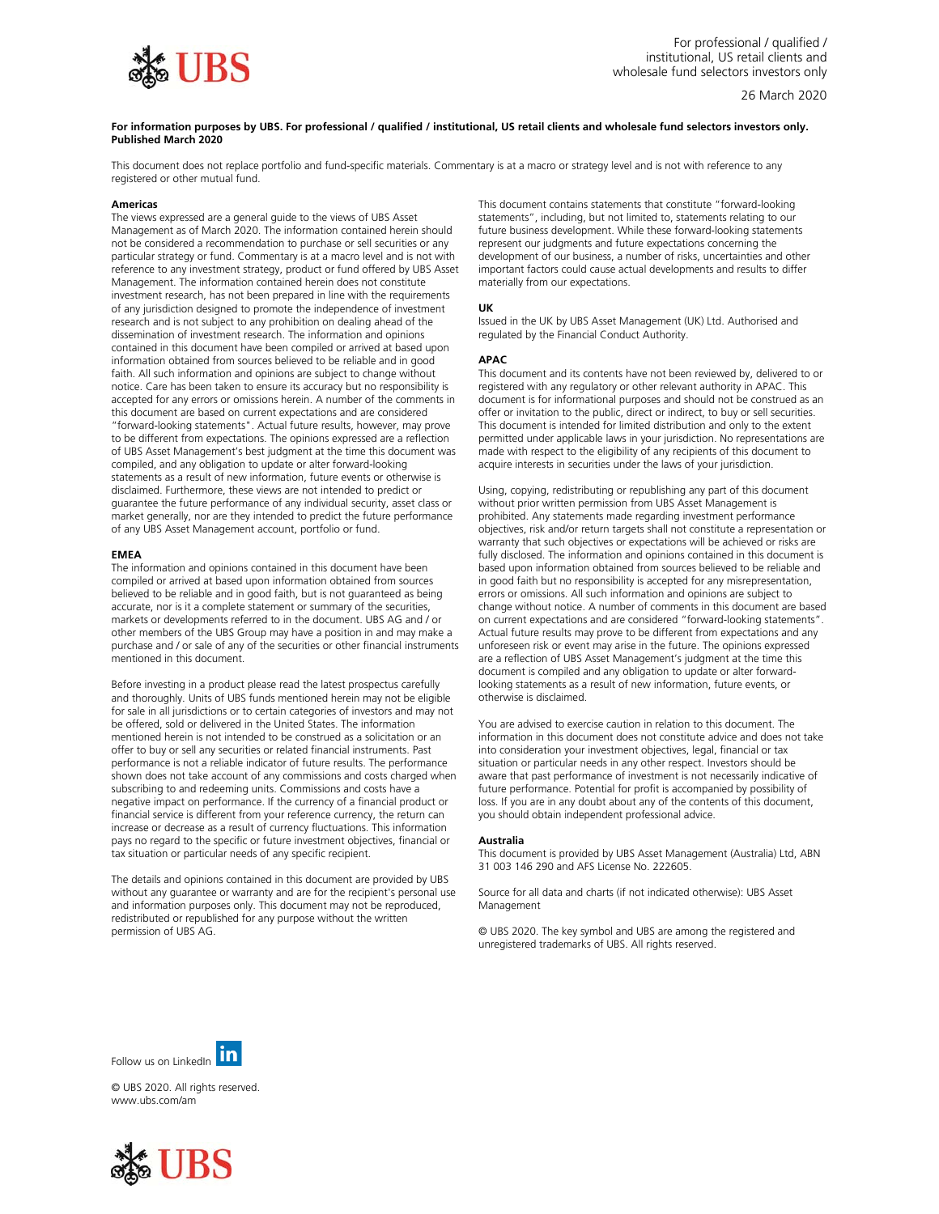For professional / qualified / institutional, US retail clients and wholesale fund selectors investors only

26 March 2020

**For information purposes by UBS. For professional / qualified / institutional, US retail clients and wholesale fund selectors investors only. Published March 2020**

This document does not replace portfolio and fund-specific materials. Commentary is at a macro or strategy level and is not with reference to any registered or other mutual fund.

**Americas**

The views expressed are a general guide to the views of UBS Asset Management as of March 2020. The information contained herein should not be considered a recommendation to purchase or sell securities or any particular strategy or fund. Commentary is at a macro level and is not with reference to any investment strategy, product or fund offered by UBS Asset Management. The information contained herein does not constitute investment research, has not been prepared in line with the requirements of any jurisdiction designed to promote the independence of investment research and is not subject to any prohibition on dealing ahead of the dissemination of investment research. The information and opinions contained in this document have been compiled or arrived at based upon information obtained from sources believed to be reliable and in good faith. All such information and opinions are subject to change without notice. Care has been taken to ensure its accuracy but no responsibility is accepted for any errors or omissions herein. A number of the comments in this document are based on current expectations and are considered "forward-looking statements". Actual future results, however, may prove to be different from expectations. The opinions expressed are a reflection of UBS Asset Management's best judgment at the time this document was compiled, and any obligation to update or alter forward-looking statements as a result of new information, future events or otherwise is disclaimed. Furthermore, these views are not intended to predict or guarantee the future performance of any individual security, asset class or market generally, nor are they intended to predict the future performance of any UBS Asset Management account, portfolio or fund.

**EMEA**

The information and opinions contained in this document have been compiled or arrived at based upon information obtained from sources believed to be reliable and in good faith, but is not guaranteed as being accurate, nor is it a complete statement or summary of the securities, markets or developments referred to in the document. UBS AG and / or other members of the UBS Group may have a position in and may make a purchase and / or sale of any of the securities or other financial instruments mentioned in this document.

Before investing in a product please read the latest prospectus carefully and thoroughly. Units of UBS funds mentioned herein may not be eligible for sale in all jurisdictions or to certain categories of investors and may not be offered, sold or delivered in the United States. The information mentioned herein is not intended to be construed as a solicitation or an offer to buy or sell any securities or related financial instruments. Past performance is not a reliable indicator of future results. The performance shown does not take account of any commissions and costs charged when subscribing to and redeeming units. Commissions and costs have a negative impact on performance. If the currency of a financial product or financial service is different from your reference currency, the return can increase or decrease as a result of currency fluctuations. This information pays no regard to the specific or future investment objectives, financial or tax situation or particular needs of any specific recipient.

The details and opinions contained in this document are provided by UBS without any guarantee or warranty and are for the recipient's personal use and information purposes only. This document may not be reproduced, redistributed or republished for any purpose without the written permission of UBS AG.

This document contains statements that constitute "forward-looking statements", including, but not limited to, statements relating to our future business development. While these forward-looking statements represent our judgments and future expectations concerning the development of our business, a number of risks, uncertainties and other important factors could cause actual developments and results to differ materially from our expectations.

**UK**

Issued in the UK by UBS Asset Management (UK) Ltd. Authorised and regulated by the Financial Conduct Authority.

**APAC**

This document and its contents have not been reviewed by, delivered to or registered with any regulatory or other relevant authority in APAC. This document is for informational purposes and should not be construed as an offer or invitation to the public, direct or indirect, to buy or sell securities. This document is intended for limited distribution and only to the extent permitted under applicable laws in your jurisdiction. No representations are made with respect to the eligibility of any recipients of this document to acquire interests in securities under the laws of your jurisdiction.

Using, copying, redistributing or republishing any part of this document without prior written permission from UBS Asset Management is prohibited. Any statements made regarding investment performance objectives, risk and/or return targets shall not constitute a representation or warranty that such objectives or expectations will be achieved or risks are fully disclosed. The information and opinions contained in this document is based upon information obtained from sources believed to be reliable and in good faith but no responsibility is accepted for any misrepresentation, errors or omissions. All such information and opinions are subject to change without notice. A number of comments in this document are based on current expectations and are considered "forward-looking statements". Actual future results may prove to be different from expectations and any unforeseen risk or event may arise in the future. The opinions expressed are a reflection of UBS Asset Management's judgment at the time this document is compiled and any obligation to update or alter forward-looking statements as a result of new information, future events, or otherwise is disclaimed.

You are advised to exercise caution in relation to this document. The information in this document does not constitute advice and does not take into consideration your investment objectives, legal, financial or tax situation or particular needs in any other respect. Investors should be aware that past performance of investment is not necessarily indicative of future performance. Potential for profit is accompanied by possibility of loss. If you are in any doubt about any of the contents of this document, you should obtain independent professional advice.

**Australia**

This document is provided by UBS Asset Management (Australia) Ltd, ABN 31 003 146 290 and AFS License No. 222605.

Source for all data and charts (if not indicated otherwise): UBS Asset Management

© UBS 2020. The key symbol and UBS are among the registered and unregistered trademarks of UBS. All rights reserved.

Follow us on LinkedIn

© UBS 2020. All rights reserved.
www.ubs.com/am